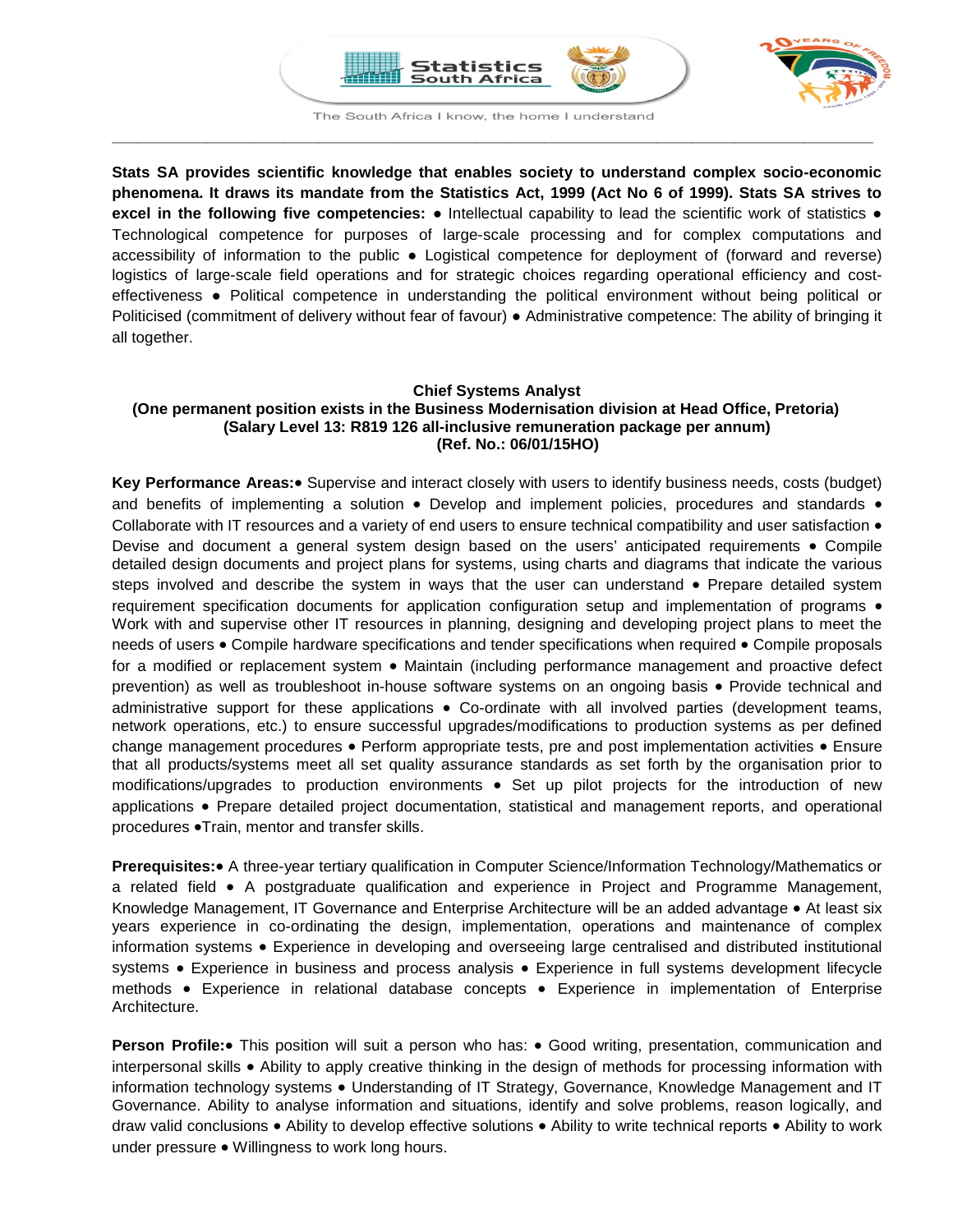Statistics South Africa

The South Africa I know, the home I understand

**Stats SA provides scientific knowledge that enables society to understand complex socio-economic phenomena. It draws its mandate from the Statistics Act, 1999 (Act No 6 of 1999). Stats SA strives to excel in the following five competencies:** ● Intellectual capability to lead the scientific work of statistics ● Technological competence for purposes of large-scale processing and for complex computations and accessibility of information to the public ● Logistical competence for deployment of (forward and reverse) logistics of large-scale field operations and for strategic choices regarding operational efficiency and cost-effectiveness ● Political competence in understanding the political environment without being political or Politicised (commitment of delivery without fear of favour) ● Administrative competence: The ability of bringing it all together.

**Chief Systems Analyst**
**(One permanent position exists in the Business Modernisation division at Head Office, Pretoria)**
**(Salary Level 13: R819 126 all-inclusive remuneration package per annum)**
**(Ref. No.: 06/01/15HO)**

**Key Performance Areas:**• Supervise and interact closely with users to identify business needs, costs (budget) and benefits of implementing a solution • Develop and implement policies, procedures and standards • Collaborate with IT resources and a variety of end users to ensure technical compatibility and user satisfaction • Devise and document a general system design based on the users' anticipated requirements • Compile detailed design documents and project plans for systems, using charts and diagrams that indicate the various steps involved and describe the system in ways that the user can understand • Prepare detailed system requirement specification documents for application configuration setup and implementation of programs • Work with and supervise other IT resources in planning, designing and developing project plans to meet the needs of users • Compile hardware specifications and tender specifications when required • Compile proposals for a modified or replacement system • Maintain (including performance management and proactive defect prevention) as well as troubleshoot in-house software systems on an ongoing basis • Provide technical and administrative support for these applications • Co-ordinate with all involved parties (development teams, network operations, etc.) to ensure successful upgrades/modifications to production systems as per defined change management procedures • Perform appropriate tests, pre and post implementation activities • Ensure that all products/systems meet all set quality assurance standards as set forth by the organisation prior to modifications/upgrades to production environments • Set up pilot projects for the introduction of new applications • Prepare detailed project documentation, statistical and management reports, and operational procedures •Train, mentor and transfer skills.

**Prerequisites:**• A three-year tertiary qualification in Computer Science/Information Technology/Mathematics or a related field • A postgraduate qualification and experience in Project and Programme Management, Knowledge Management, IT Governance and Enterprise Architecture will be an added advantage • At least six years experience in co-ordinating the design, implementation, operations and maintenance of complex information systems • Experience in developing and overseeing large centralised and distributed institutional systems • Experience in business and process analysis • Experience in full systems development lifecycle methods • Experience in relational database concepts • Experience in implementation of Enterprise Architecture.

**Person Profile:**• This position will suit a person who has: • Good writing, presentation, communication and interpersonal skills • Ability to apply creative thinking in the design of methods for processing information with information technology systems • Understanding of IT Strategy, Governance, Knowledge Management and IT Governance. Ability to analyse information and situations, identify and solve problems, reason logically, and draw valid conclusions • Ability to develop effective solutions • Ability to write technical reports • Ability to work under pressure • Willingness to work long hours.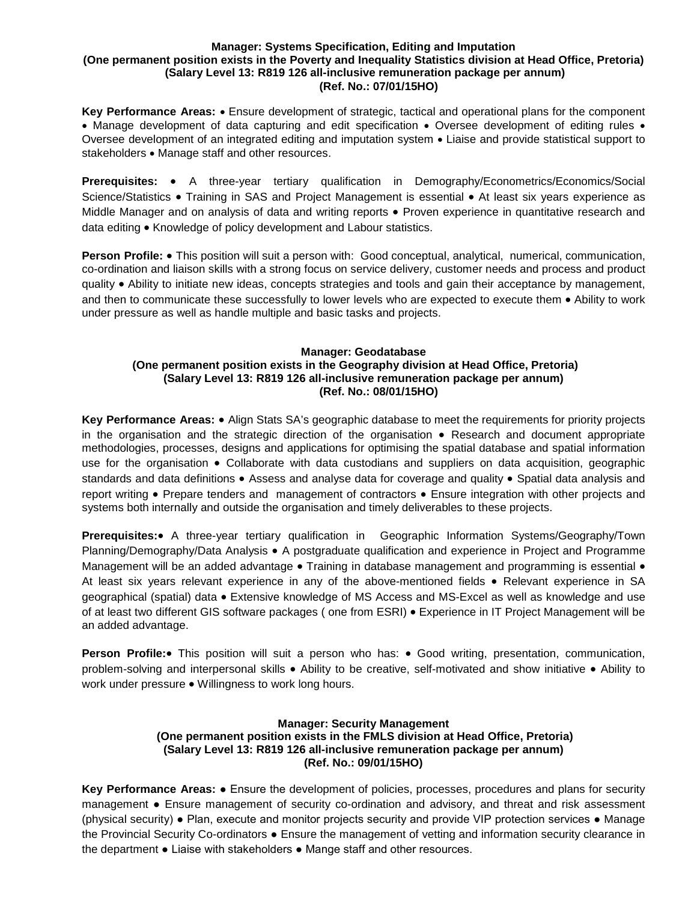**Manager: Systems Specification, Editing and Imputation**
**(One permanent position exists in the Poverty and Inequality Statistics division at Head Office, Pretoria)**
**(Salary Level 13: R819 126 all-inclusive remuneration package per annum)**
**(Ref. No.: 07/01/15HO)**

**Key Performance Areas:** • Ensure development of strategic, tactical and operational plans for the component • Manage development of data capturing and edit specification • Oversee development of editing rules • Oversee development of an integrated editing and imputation system • Liaise and provide statistical support to stakeholders • Manage staff and other resources.

**Prerequisites:** • A three-year tertiary qualification in Demography/Econometrics/Economics/Social Science/Statistics • Training in SAS and Project Management is essential • At least six years experience as Middle Manager and on analysis of data and writing reports • Proven experience in quantitative research and data editing • Knowledge of policy development and Labour statistics.

**Person Profile:** • This position will suit a person with: Good conceptual, analytical, numerical, communication, co-ordination and liaison skills with a strong focus on service delivery, customer needs and process and product quality • Ability to initiate new ideas, concepts strategies and tools and gain their acceptance by management, and then to communicate these successfully to lower levels who are expected to execute them • Ability to work under pressure as well as handle multiple and basic tasks and projects.

**Manager: Geodatabase**
**(One permanent position exists in the Geography division at Head Office, Pretoria)**
**(Salary Level 13: R819 126 all-inclusive remuneration package per annum)**
**(Ref. No.: 08/01/15HO)**

**Key Performance Areas:** • Align Stats SA's geographic database to meet the requirements for priority projects in the organisation and the strategic direction of the organisation • Research and document appropriate methodologies, processes, designs and applications for optimising the spatial database and spatial information use for the organisation • Collaborate with data custodians and suppliers on data acquisition, geographic standards and data definitions • Assess and analyse data for coverage and quality • Spatial data analysis and report writing • Prepare tenders and management of contractors • Ensure integration with other projects and systems both internally and outside the organisation and timely deliverables to these projects.

**Prerequisites:**• A three-year tertiary qualification in Geographic Information Systems/Geography/Town Planning/Demography/Data Analysis • A postgraduate qualification and experience in Project and Programme Management will be an added advantage • Training in database management and programming is essential • At least six years relevant experience in any of the above-mentioned fields • Relevant experience in SA geographical (spatial) data • Extensive knowledge of MS Access and MS-Excel as well as knowledge and use of at least two different GIS software packages ( one from ESRI) • Experience in IT Project Management will be an added advantage.

**Person Profile:**• This position will suit a person who has: • Good writing, presentation, communication, problem-solving and interpersonal skills • Ability to be creative, self-motivated and show initiative • Ability to work under pressure • Willingness to work long hours.

**Manager: Security Management**
**(One permanent position exists in the FMLS division at Head Office, Pretoria)**
**(Salary Level 13: R819 126 all-inclusive remuneration package per annum)**
**(Ref. No.: 09/01/15HO)**

**Key Performance Areas:** ● Ensure the development of policies, processes, procedures and plans for security management ● Ensure management of security co-ordination and advisory, and threat and risk assessment (physical security) ● Plan, execute and monitor projects security and provide VIP protection services ● Manage the Provincial Security Co-ordinators ● Ensure the management of vetting and information security clearance in the department ● Liaise with stakeholders ● Mange staff and other resources.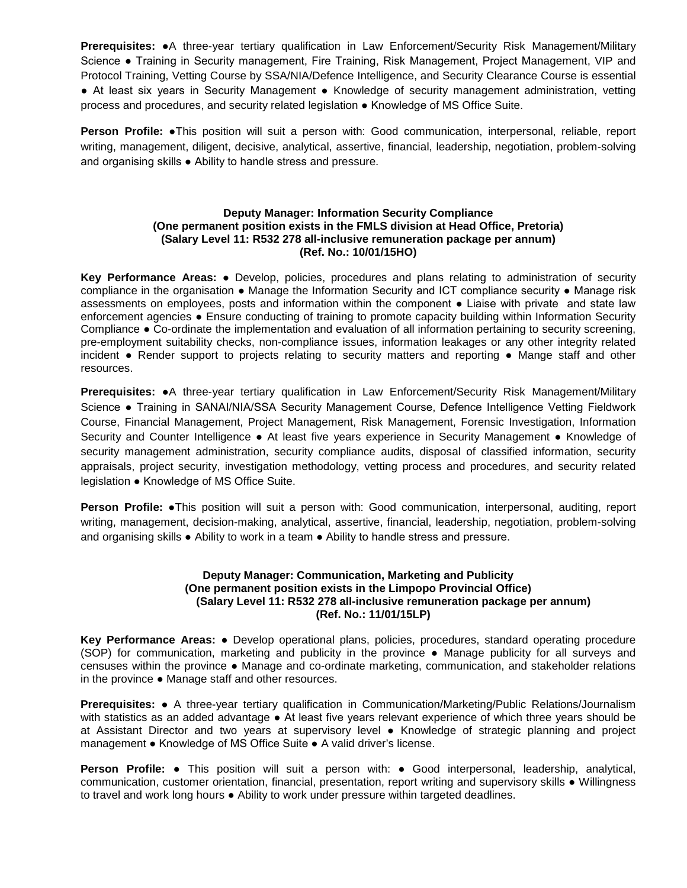**Prerequisites:** ●A three-year tertiary qualification in Law Enforcement/Security Risk Management/Military Science ● Training in Security management, Fire Training, Risk Management, Project Management, VIP and Protocol Training, Vetting Course by SSA/NIA/Defence Intelligence, and Security Clearance Course is essential ● At least six years in Security Management ● Knowledge of security management administration, vetting process and procedures, and security related legislation ● Knowledge of MS Office Suite.

**Person Profile:** ●This position will suit a person with: Good communication, interpersonal, reliable, report writing, management, diligent, decisive, analytical, assertive, financial, leadership, negotiation, problem-solving and organising skills ● Ability to handle stress and pressure.

**Deputy Manager: Information Security Compliance**
**(One permanent position exists in the FMLS division at Head Office, Pretoria)**
**(Salary Level 11: R532 278 all-inclusive remuneration package per annum)**
**(Ref. No.: 10/01/15HO)**

**Key Performance Areas:** ● Develop, policies, procedures and plans relating to administration of security compliance in the organisation ● Manage the Information Security and ICT compliance security ● Manage risk assessments on employees, posts and information within the component ● Liaise with private and state law enforcement agencies ● Ensure conducting of training to promote capacity building within Information Security Compliance ● Co-ordinate the implementation and evaluation of all information pertaining to security screening, pre-employment suitability checks, non-compliance issues, information leakages or any other integrity related incident ● Render support to projects relating to security matters and reporting ● Mange staff and other resources.

**Prerequisites:** ●A three-year tertiary qualification in Law Enforcement/Security Risk Management/Military Science ● Training in SANAI/NIA/SSA Security Management Course, Defence Intelligence Vetting Fieldwork Course, Financial Management, Project Management, Risk Management, Forensic Investigation, Information Security and Counter Intelligence ● At least five years experience in Security Management ● Knowledge of security management administration, security compliance audits, disposal of classified information, security appraisals, project security, investigation methodology, vetting process and procedures, and security related legislation ● Knowledge of MS Office Suite.

**Person Profile:** ●This position will suit a person with: Good communication, interpersonal, auditing, report writing, management, decision-making, analytical, assertive, financial, leadership, negotiation, problem-solving and organising skills ● Ability to work in a team ● Ability to handle stress and pressure.

**Deputy Manager: Communication, Marketing and Publicity**
**(One permanent position exists in the Limpopo Provincial Office)**
**(Salary Level 11: R532 278 all-inclusive remuneration package per annum)**
**(Ref. No.: 11/01/15LP)**

**Key Performance Areas:** ● Develop operational plans, policies, procedures, standard operating procedure (SOP) for communication, marketing and publicity in the province ● Manage publicity for all surveys and censuses within the province ● Manage and co-ordinate marketing, communication, and stakeholder relations in the province ● Manage staff and other resources.

**Prerequisites:** ● A three-year tertiary qualification in Communication/Marketing/Public Relations/Journalism with statistics as an added advantage ● At least five years relevant experience of which three years should be at Assistant Director and two years at supervisory level ● Knowledge of strategic planning and project management ● Knowledge of MS Office Suite ● A valid driver's license.

**Person Profile:** ● This position will suit a person with: ● Good interpersonal, leadership, analytical, communication, customer orientation, financial, presentation, report writing and supervisory skills ● Willingness to travel and work long hours ● Ability to work under pressure within targeted deadlines.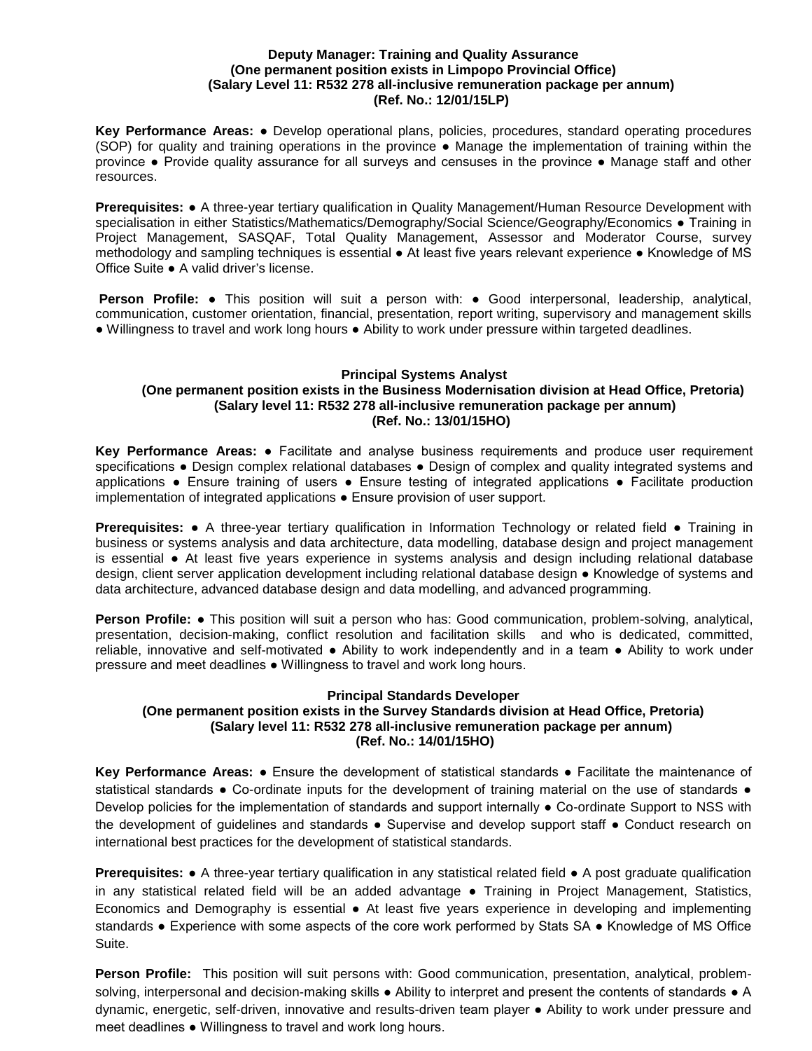**Deputy Manager: Training and Quality Assurance**
**(One permanent position exists in Limpopo Provincial Office)**
**(Salary Level 11: R532 278 all-inclusive remuneration package per annum)**
**(Ref. No.: 12/01/15LP)**

**Key Performance Areas:** ● Develop operational plans, policies, procedures, standard operating procedures (SOP) for quality and training operations in the province ● Manage the implementation of training within the province ● Provide quality assurance for all surveys and censuses in the province ● Manage staff and other resources.

**Prerequisites:** ● A three-year tertiary qualification in Quality Management/Human Resource Development with specialisation in either Statistics/Mathematics/Demography/Social Science/Geography/Economics ● Training in Project Management, SASQAF, Total Quality Management, Assessor and Moderator Course, survey methodology and sampling techniques is essential ● At least five years relevant experience ● Knowledge of MS Office Suite ● A valid driver's license.

**Person Profile:** ● This position will suit a person with: ● Good interpersonal, leadership, analytical, communication, customer orientation, financial, presentation, report writing, supervisory and management skills ● Willingness to travel and work long hours ● Ability to work under pressure within targeted deadlines.

**Principal Systems Analyst**
**(One permanent position exists in the Business Modernisation division at Head Office, Pretoria)**
**(Salary level 11: R532 278 all-inclusive remuneration package per annum)**
**(Ref. No.: 13/01/15HO)**

**Key Performance Areas:** ● Facilitate and analyse business requirements and produce user requirement specifications ● Design complex relational databases ● Design of complex and quality integrated systems and applications ● Ensure training of users ● Ensure testing of integrated applications ● Facilitate production implementation of integrated applications ● Ensure provision of user support.

**Prerequisites:** ● A three-year tertiary qualification in Information Technology or related field ● Training in business or systems analysis and data architecture, data modelling, database design and project management is essential ● At least five years experience in systems analysis and design including relational database design, client server application development including relational database design ● Knowledge of systems and data architecture, advanced database design and data modelling, and advanced programming.

**Person Profile:** ● This position will suit a person who has: Good communication, problem-solving, analytical, presentation, decision-making, conflict resolution and facilitation skills and who is dedicated, committed, reliable, innovative and self-motivated ● Ability to work independently and in a team ● Ability to work under pressure and meet deadlines ● Willingness to travel and work long hours.

**Principal Standards Developer**
**(One permanent position exists in the Survey Standards division at Head Office, Pretoria)**
**(Salary level 11: R532 278 all-inclusive remuneration package per annum)**
**(Ref. No.: 14/01/15HO)**

**Key Performance Areas:** ● Ensure the development of statistical standards ● Facilitate the maintenance of statistical standards ● Co-ordinate inputs for the development of training material on the use of standards ● Develop policies for the implementation of standards and support internally ● Co-ordinate Support to NSS with the development of guidelines and standards ● Supervise and develop support staff ● Conduct research on international best practices for the development of statistical standards.

**Prerequisites:** ● A three-year tertiary qualification in any statistical related field ● A post graduate qualification in any statistical related field will be an added advantage ● Training in Project Management, Statistics, Economics and Demography is essential ● At least five years experience in developing and implementing standards ● Experience with some aspects of the core work performed by Stats SA ● Knowledge of MS Office Suite.

**Person Profile:** This position will suit persons with: Good communication, presentation, analytical, problem-solving, interpersonal and decision-making skills ● Ability to interpret and present the contents of standards ● A dynamic, energetic, self-driven, innovative and results-driven team player ● Ability to work under pressure and meet deadlines ● Willingness to travel and work long hours.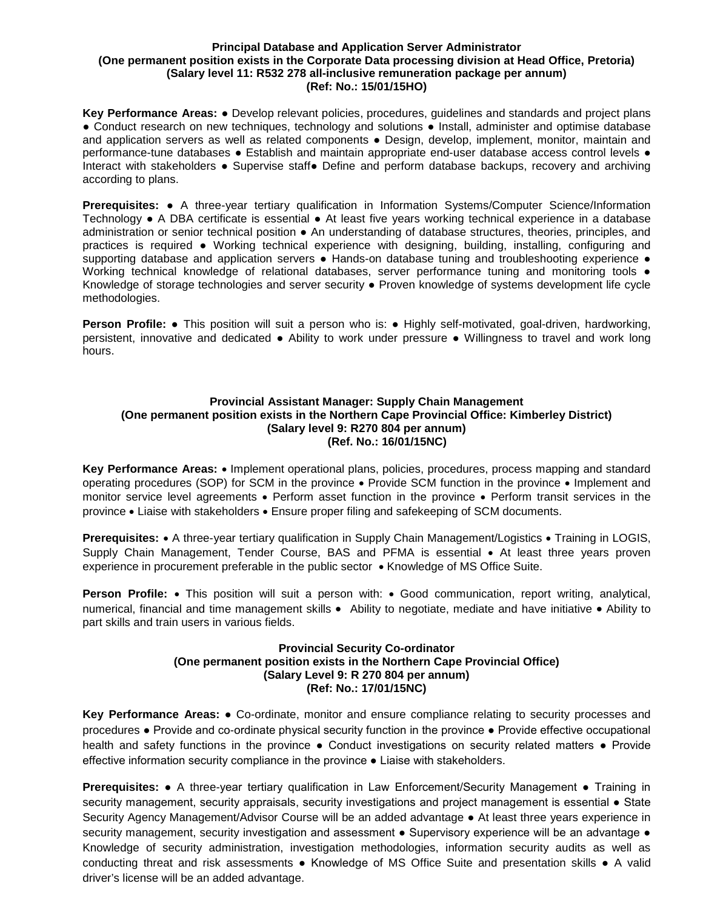**Principal Database and Application Server Administrator**
**(One permanent position exists in the Corporate Data processing division at Head Office, Pretoria)**
**(Salary level 11: R532 278 all-inclusive remuneration package per annum)**
**(Ref: No.: 15/01/15HO)**

**Key Performance Areas:** ● Develop relevant policies, procedures, guidelines and standards and project plans ● Conduct research on new techniques, technology and solutions ● Install, administer and optimise database and application servers as well as related components ● Design, develop, implement, monitor, maintain and performance-tune databases ● Establish and maintain appropriate end-user database access control levels ● Interact with stakeholders ● Supervise staff● Define and perform database backups, recovery and archiving according to plans.

**Prerequisites:** ● A three-year tertiary qualification in Information Systems/Computer Science/Information Technology ● A DBA certificate is essential ● At least five years working technical experience in a database administration or senior technical position ● An understanding of database structures, theories, principles, and practices is required ● Working technical experience with designing, building, installing, configuring and supporting database and application servers ● Hands-on database tuning and troubleshooting experience ● Working technical knowledge of relational databases, server performance tuning and monitoring tools ● Knowledge of storage technologies and server security ● Proven knowledge of systems development life cycle methodologies.

**Person Profile:** ● This position will suit a person who is: ● Highly self-motivated, goal-driven, hardworking, persistent, innovative and dedicated ● Ability to work under pressure ● Willingness to travel and work long hours.

**Provincial Assistant Manager: Supply Chain Management**
**(One permanent position exists in the Northern Cape Provincial Office: Kimberley District)**
**(Salary level 9: R270 804 per annum)**
**(Ref. No.: 16/01/15NC)**

**Key Performance Areas:** • Implement operational plans, policies, procedures, process mapping and standard operating procedures (SOP) for SCM in the province • Provide SCM function in the province • Implement and monitor service level agreements • Perform asset function in the province • Perform transit services in the province • Liaise with stakeholders • Ensure proper filing and safekeeping of SCM documents.

**Prerequisites:** • A three-year tertiary qualification in Supply Chain Management/Logistics • Training in LOGIS, Supply Chain Management, Tender Course, BAS and PFMA is essential • At least three years proven experience in procurement preferable in the public sector • Knowledge of MS Office Suite.

**Person Profile:** • This position will suit a person with: • Good communication, report writing, analytical, numerical, financial and time management skills • Ability to negotiate, mediate and have initiative • Ability to part skills and train users in various fields.

**Provincial Security Co-ordinator**
**(One permanent position exists in the Northern Cape Provincial Office)**
**(Salary Level 9: R 270 804 per annum)**
**(Ref: No.: 17/01/15NC)**

**Key Performance Areas:** ● Co-ordinate, monitor and ensure compliance relating to security processes and procedures ● Provide and co-ordinate physical security function in the province ● Provide effective occupational health and safety functions in the province ● Conduct investigations on security related matters ● Provide effective information security compliance in the province ● Liaise with stakeholders.

**Prerequisites:** ● A three-year tertiary qualification in Law Enforcement/Security Management ● Training in security management, security appraisals, security investigations and project management is essential ● State Security Agency Management/Advisor Course will be an added advantage ● At least three years experience in security management, security investigation and assessment ● Supervisory experience will be an advantage ● Knowledge of security administration, investigation methodologies, information security audits as well as conducting threat and risk assessments ● Knowledge of MS Office Suite and presentation skills ● A valid driver's license will be an added advantage.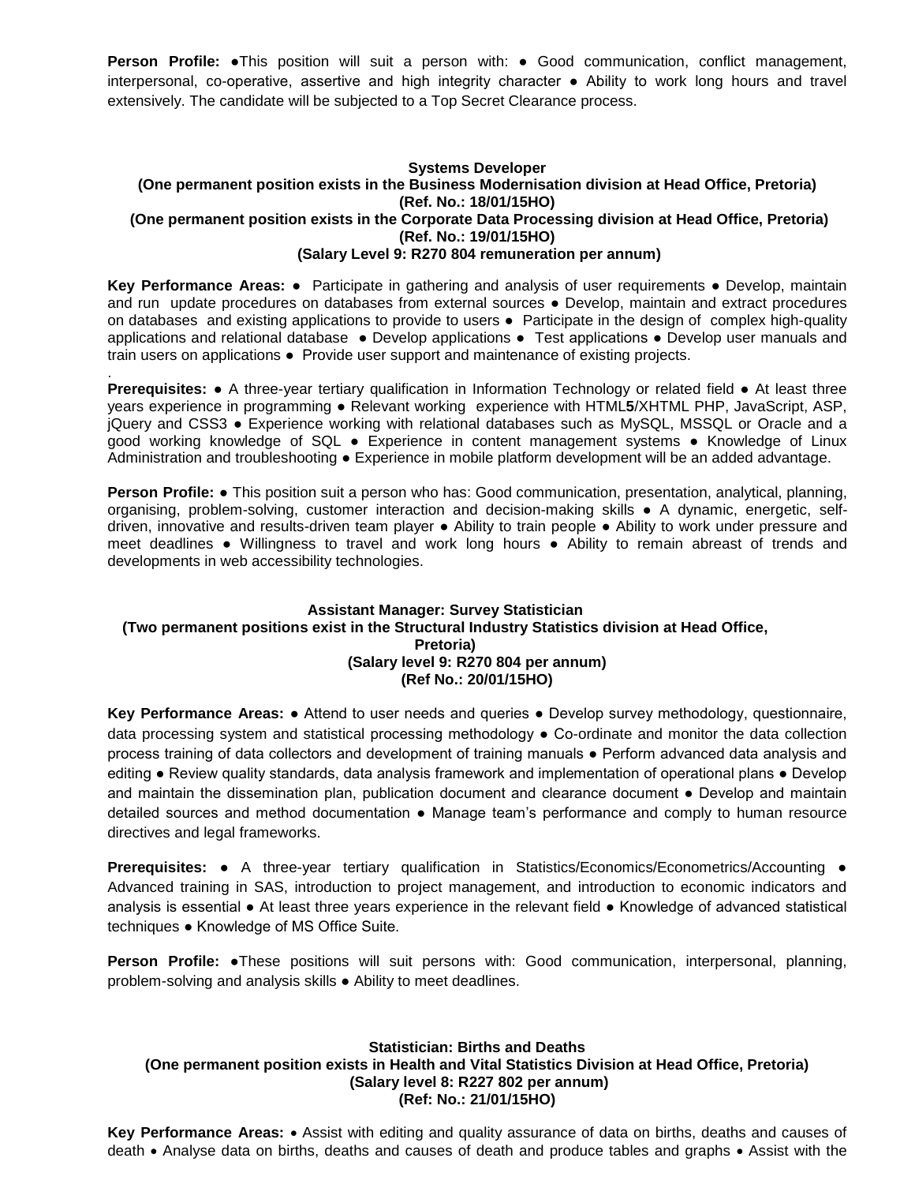**Person Profile:** ●This position will suit a person with: ● Good communication, conflict management, interpersonal, co-operative, assertive and high integrity character ● Ability to work long hours and travel extensively. The candidate will be subjected to a Top Secret Clearance process.

### Systems Developer
**(One permanent position exists in the Business Modernisation division at Head Office, Pretoria)**
**(Ref. No.: 18/01/15HO)**
**(One permanent position exists in the Corporate Data Processing division at Head Office, Pretoria)**
**(Ref. No.: 19/01/15HO)**
**(Salary Level 9: R270 804 remuneration per annum)**

**Key Performance Areas:** ● Participate in gathering and analysis of user requirements ● Develop, maintain and run update procedures on databases from external sources ● Develop, maintain and extract procedures on databases and existing applications to provide to users ● Participate in the design of complex high-quality applications and relational database ● Develop applications ● Test applications ● Develop user manuals and train users on applications ● Provide user support and maintenance of existing projects.

.

**Prerequisites:** ● A three-year tertiary qualification in Information Technology or related field ● At least three years experience in programming ● Relevant working experience with HTML**5**/XHTML PHP, JavaScript, ASP, jQuery and CSS3 ● Experience working with relational databases such as MySQL, MSSQL or Oracle and a good working knowledge of SQL ● Experience in content management systems ● Knowledge of Linux Administration and troubleshooting ● Experience in mobile platform development will be an added advantage.

**Person Profile:** ● This position suit a person who has: Good communication, presentation, analytical, planning, organising, problem-solving, customer interaction and decision-making skills ● A dynamic, energetic, self-driven, innovative and results-driven team player ● Ability to train people ● Ability to work under pressure and meet deadlines ● Willingness to travel and work long hours ● Ability to remain abreast of trends and developments in web accessibility technologies.

### Assistant Manager: Survey Statistician
**(Two permanent positions exist in the Structural Industry Statistics division at Head Office, Pretoria)**
**(Salary level 9: R270 804 per annum)**
**(Ref No.: 20/01/15HO)**

**Key Performance Areas:** ● Attend to user needs and queries ● Develop survey methodology, questionnaire, data processing system and statistical processing methodology ● Co-ordinate and monitor the data collection process training of data collectors and development of training manuals ● Perform advanced data analysis and editing ● Review quality standards, data analysis framework and implementation of operational plans ● Develop and maintain the dissemination plan, publication document and clearance document ● Develop and maintain detailed sources and method documentation ● Manage team's performance and comply to human resource directives and legal frameworks.

**Prerequisites:** ● A three-year tertiary qualification in Statistics/Economics/Econometrics/Accounting ● Advanced training in SAS, introduction to project management, and introduction to economic indicators and analysis is essential ● At least three years experience in the relevant field ● Knowledge of advanced statistical techniques ● Knowledge of MS Office Suite.

**Person Profile:** ●These positions will suit persons with: Good communication, interpersonal, planning, problem-solving and analysis skills ● Ability to meet deadlines.

### Statistician: Births and Deaths
**(One permanent position exists in Health and Vital Statistics Division at Head Office, Pretoria)**
**(Salary level 8: R227 802 per annum)**
**(Ref: No.: 21/01/15HO)**

**Key Performance Areas:** • Assist with editing and quality assurance of data on births, deaths and causes of death • Analyse data on births, deaths and causes of death and produce tables and graphs • Assist with the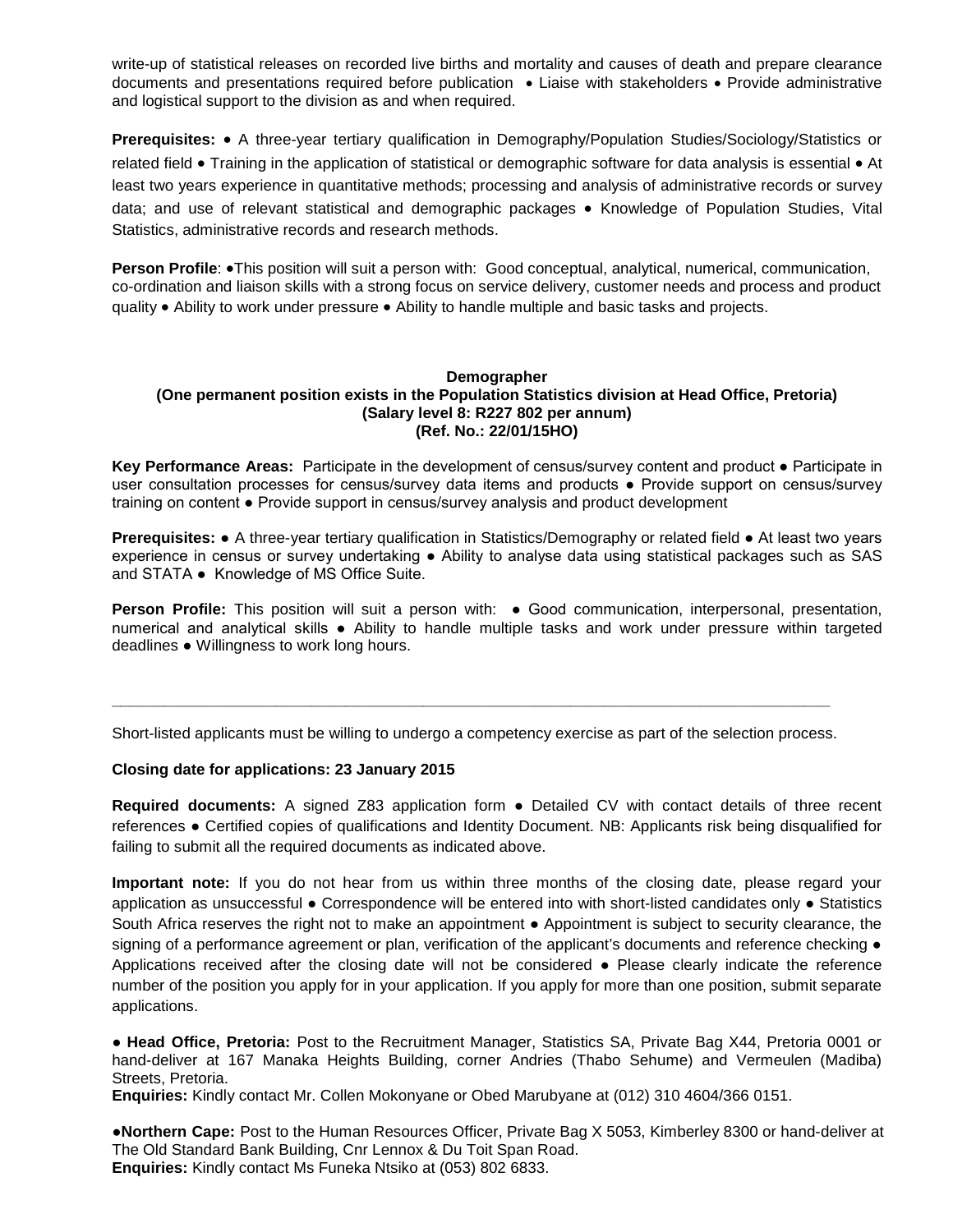write-up of statistical releases on recorded live births and mortality and causes of death and prepare clearance documents and presentations required before publication • Liaise with stakeholders • Provide administrative and logistical support to the division as and when required.

**Prerequisites:** • A three-year tertiary qualification in Demography/Population Studies/Sociology/Statistics or related field • Training in the application of statistical or demographic software for data analysis is essential • At least two years experience in quantitative methods; processing and analysis of administrative records or survey data; and use of relevant statistical and demographic packages • Knowledge of Population Studies, Vital Statistics, administrative records and research methods.

**Person Profile**: •This position will suit a person with: Good conceptual, analytical, numerical, communication, co-ordination and liaison skills with a strong focus on service delivery, customer needs and process and product quality • Ability to work under pressure • Ability to handle multiple and basic tasks and projects.

**Demographer**
**(One permanent position exists in the Population Statistics division at Head Office, Pretoria)**
**(Salary level 8: R227 802 per annum)**
**(Ref. No.: 22/01/15HO)**

**Key Performance Areas:** Participate in the development of census/survey content and product ● Participate in user consultation processes for census/survey data items and products ● Provide support on census/survey training on content ● Provide support in census/survey analysis and product development

**Prerequisites:** ● A three-year tertiary qualification in Statistics/Demography or related field ● At least two years experience in census or survey undertaking ● Ability to analyse data using statistical packages such as SAS and STATA ● Knowledge of MS Office Suite.

**Person Profile:** This position will suit a person with: ● Good communication, interpersonal, presentation, numerical and analytical skills ● Ability to handle multiple tasks and work under pressure within targeted deadlines ● Willingness to work long hours.

---

Short-listed applicants must be willing to undergo a competency exercise as part of the selection process.

**Closing date for applications: 23 January 2015**

**Required documents:** A signed Z83 application form ● Detailed CV with contact details of three recent references ● Certified copies of qualifications and Identity Document. NB: Applicants risk being disqualified for failing to submit all the required documents as indicated above.

**Important note:** If you do not hear from us within three months of the closing date, please regard your application as unsuccessful ● Correspondence will be entered into with short-listed candidates only ● Statistics South Africa reserves the right not to make an appointment ● Appointment is subject to security clearance, the signing of a performance agreement or plan, verification of the applicant's documents and reference checking ● Applications received after the closing date will not be considered ● Please clearly indicate the reference number of the position you apply for in your application. If you apply for more than one position, submit separate applications.

● **Head Office, Pretoria:** Post to the Recruitment Manager, Statistics SA, Private Bag X44, Pretoria 0001 or hand-deliver at 167 Manaka Heights Building, corner Andries (Thabo Sehume) and Vermeulen (Madiba) Streets, Pretoria.
**Enquiries:** Kindly contact Mr. Collen Mokonyane or Obed Marubyane at (012) 310 4604/366 0151.

●**Northern Cape:** Post to the Human Resources Officer, Private Bag X 5053, Kimberley 8300 or hand-deliver at The Old Standard Bank Building, Cnr Lennox & Du Toit Span Road.
**Enquiries:** Kindly contact Ms Funeka Ntsiko at (053) 802 6833.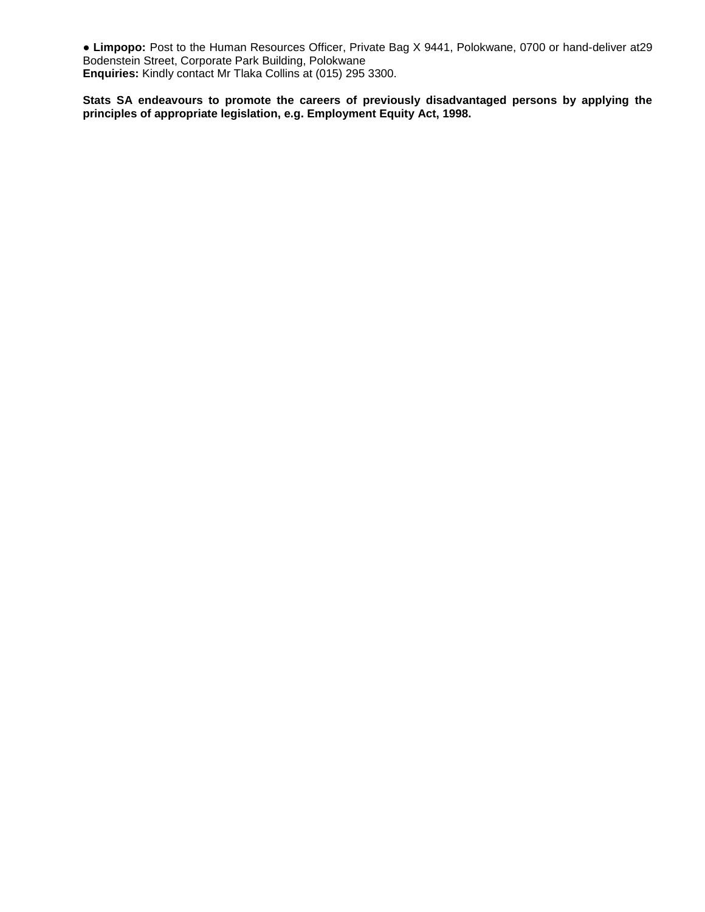- **Limpopo:** Post to the Human Resources Officer, Private Bag X 9441, Polokwane, 0700 or hand-deliver at29 Bodenstein Street, Corporate Park Building, Polokwane

**Enquiries:** Kindly contact Mr Tlaka Collins at (015) 295 3300.

**Stats SA endeavours to promote the careers of previously disadvantaged persons by applying the principles of appropriate legislation, e.g. Employment Equity Act, 1998.**